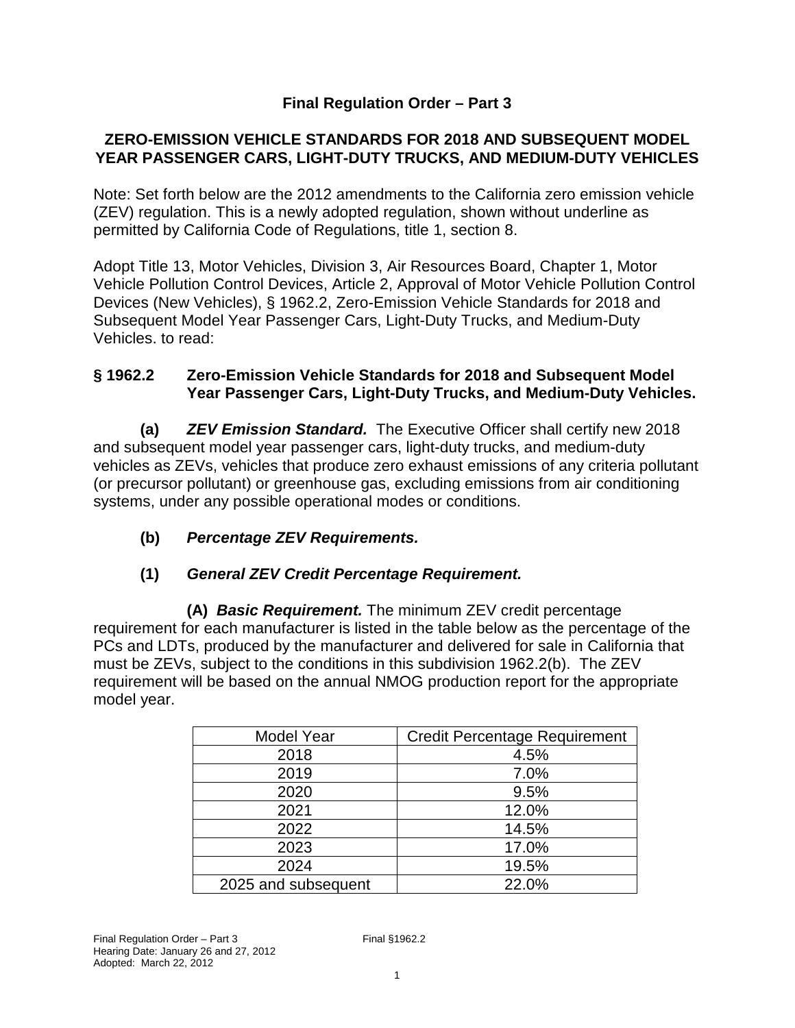**Final Regulation Order – Part 3**

**ZERO-EMISSION VEHICLE STANDARDS FOR 2018 AND SUBSEQUENT MODEL YEAR PASSENGER CARS, LIGHT-DUTY TRUCKS, AND MEDIUM-DUTY VEHICLES**

Note: Set forth below are the 2012 amendments to the California zero emission vehicle (ZEV) regulation. This is a newly adopted regulation, shown without underline as permitted by California Code of Regulations, title 1, section 8.

Adopt Title 13, Motor Vehicles, Division 3, Air Resources Board, Chapter 1, Motor Vehicle Pollution Control Devices, Article 2, Approval of Motor Vehicle Pollution Control Devices (New Vehicles), § 1962.2, Zero-Emission Vehicle Standards for 2018 and Subsequent Model Year Passenger Cars, Light-Duty Trucks, and Medium-Duty Vehicles. to read:

**§ 1962.2 Zero-Emission Vehicle Standards for 2018 and Subsequent Model Year Passenger Cars, Light-Duty Trucks, and Medium-Duty Vehicles.**

**(a)** ***ZEV Emission Standard.*** The Executive Officer shall certify new 2018 and subsequent model year passenger cars, light-duty trucks, and medium-duty vehicles as ZEVs, vehicles that produce zero exhaust emissions of any criteria pollutant (or precursor pollutant) or greenhouse gas, excluding emissions from air conditioning systems, under any possible operational modes or conditions.

**(b)** ***Percentage ZEV Requirements.***

**(1)** ***General ZEV Credit Percentage Requirement.***

**(A)** ***Basic Requirement.*** The minimum ZEV credit percentage requirement for each manufacturer is listed in the table below as the percentage of the PCs and LDTs, produced by the manufacturer and delivered for sale in California that must be ZEVs, subject to the conditions in this subdivision 1962.2(b). The ZEV requirement will be based on the annual NMOG production report for the appropriate model year.

| Model Year | Credit Percentage Requirement |
|---|---|
| 2018 | 4.5% |
| 2019 | 7.0% |
| 2020 | 9.5% |
| 2021 | 12.0% |
| 2022 | 14.5% |
| 2023 | 17.0% |
| 2024 | 19.5% |
| 2025 and subsequent | 22.0% |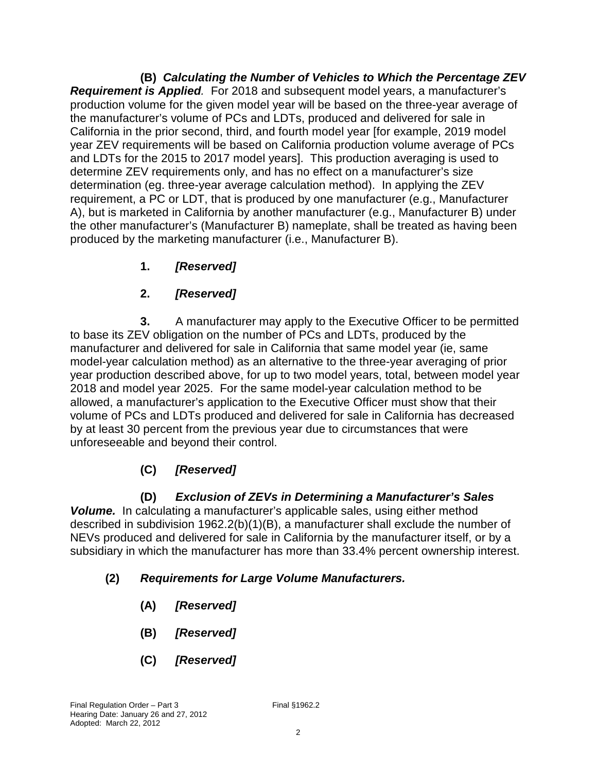**(B)** ***Calculating the Number of Vehicles to Which the Percentage ZEV Requirement is Applied***. For 2018 and subsequent model years, a manufacturer's production volume for the given model year will be based on the three-year average of the manufacturer's volume of PCs and LDTs, produced and delivered for sale in California in the prior second, third, and fourth model year [for example, 2019 model year ZEV requirements will be based on California production volume average of PCs and LDTs for the 2015 to 2017 model years]. This production averaging is used to determine ZEV requirements only, and has no effect on a manufacturer's size determination (eg. three-year average calculation method). In applying the ZEV requirement, a PC or LDT, that is produced by one manufacturer (e.g., Manufacturer A), but is marketed in California by another manufacturer (e.g., Manufacturer B) under the other manufacturer's (Manufacturer B) nameplate, shall be treated as having been produced by the marketing manufacturer (i.e., Manufacturer B).

**1.** ***[Reserved]***

**2.** ***[Reserved]***

**3.** A manufacturer may apply to the Executive Officer to be permitted to base its ZEV obligation on the number of PCs and LDTs, produced by the manufacturer and delivered for sale in California that same model year (ie, same model-year calculation method) as an alternative to the three-year averaging of prior year production described above, for up to two model years, total, between model year 2018 and model year 2025. For the same model-year calculation method to be allowed, a manufacturer's application to the Executive Officer must show that their volume of PCs and LDTs produced and delivered for sale in California has decreased by at least 30 percent from the previous year due to circumstances that were unforeseeable and beyond their control.

**(C)** ***[Reserved]***

**(D)** ***Exclusion of ZEVs in Determining a Manufacturer's Sales Volume.*** In calculating a manufacturer's applicable sales, using either method described in subdivision 1962.2(b)(1)(B), a manufacturer shall exclude the number of NEVs produced and delivered for sale in California by the manufacturer itself, or by a subsidiary in which the manufacturer has more than 33.4% percent ownership interest.

**(2)** ***Requirements for Large Volume Manufacturers.***

**(A)** ***[Reserved]***

**(B)** ***[Reserved]***

**(C)** ***[Reserved]***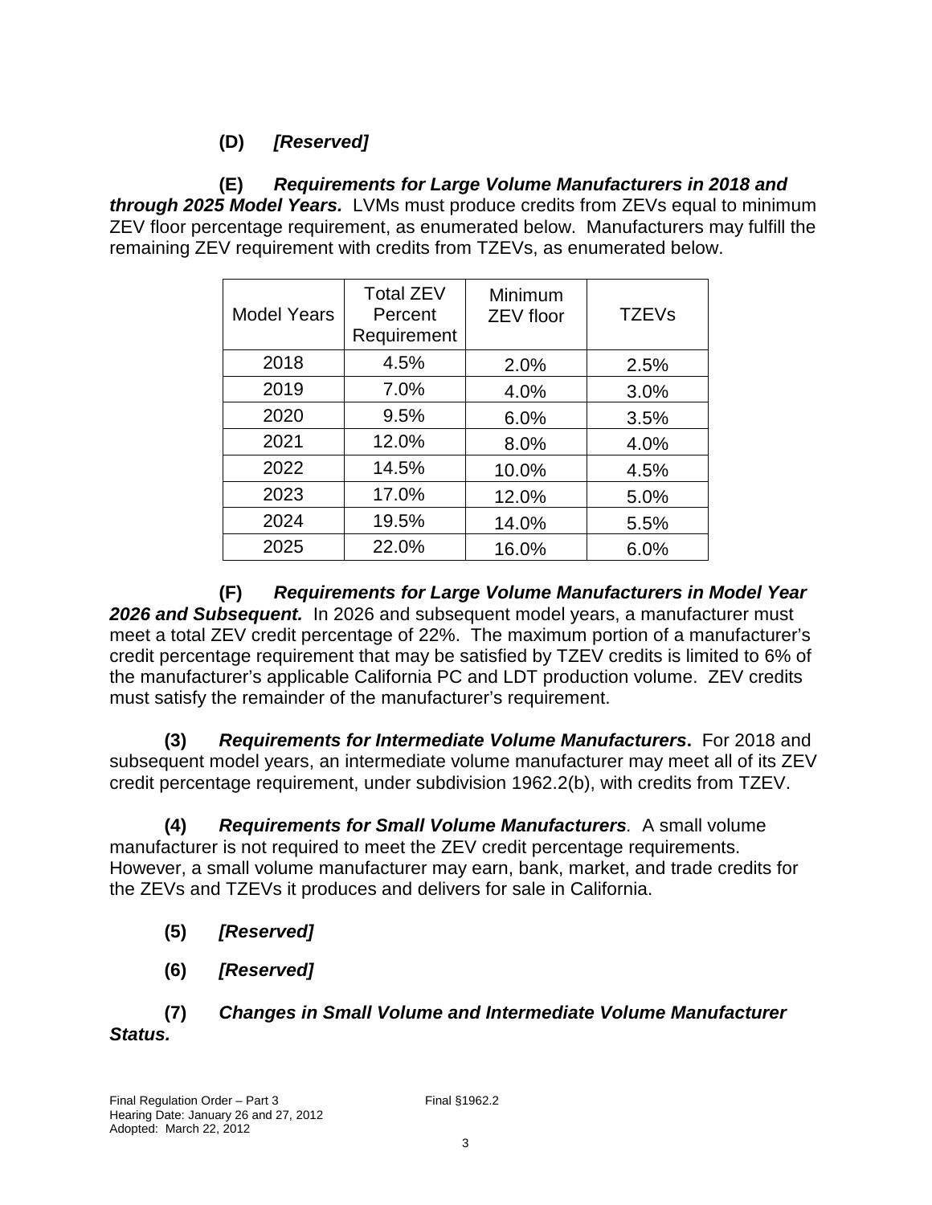**(D)** ***[Reserved]***

**(E)** ***Requirements for Large Volume Manufacturers in 2018 and through 2025 Model Years.*** LVMs must produce credits from ZEVs equal to minimum ZEV floor percentage requirement, as enumerated below. Manufacturers may fulfill the remaining ZEV requirement with credits from TZEVs, as enumerated below.

| Model Years | Total ZEV Percent Requirement | Minimum ZEV floor | TZEVs |
|---|---|---|---|
| 2018 | 4.5% | 2.0% | 2.5% |
| 2019 | 7.0% | 4.0% | 3.0% |
| 2020 | 9.5% | 6.0% | 3.5% |
| 2021 | 12.0% | 8.0% | 4.0% |
| 2022 | 14.5% | 10.0% | 4.5% |
| 2023 | 17.0% | 12.0% | 5.0% |
| 2024 | 19.5% | 14.0% | 5.5% |
| 2025 | 22.0% | 16.0% | 6.0% |

**(F)** ***Requirements for Large Volume Manufacturers in Model Year 2026 and Subsequent.*** In 2026 and subsequent model years, a manufacturer must meet a total ZEV credit percentage of 22%. The maximum portion of a manufacturer's credit percentage requirement that may be satisfied by TZEV credits is limited to 6% of the manufacturer's applicable California PC and LDT production volume. ZEV credits must satisfy the remainder of the manufacturer's requirement.

**(3)** ***Requirements for Intermediate Volume Manufacturers*****.** For 2018 and subsequent model years, an intermediate volume manufacturer may meet all of its ZEV credit percentage requirement, under subdivision 1962.2(b), with credits from TZEV.

**(4)** ***Requirements for Small Volume Manufacturers.*** A small volume manufacturer is not required to meet the ZEV credit percentage requirements. However, a small volume manufacturer may earn, bank, market, and trade credits for the ZEVs and TZEVs it produces and delivers for sale in California.

**(5)** ***[Reserved]***

**(6)** ***[Reserved]***

**(7)** ***Changes in Small Volume and Intermediate Volume Manufacturer Status.***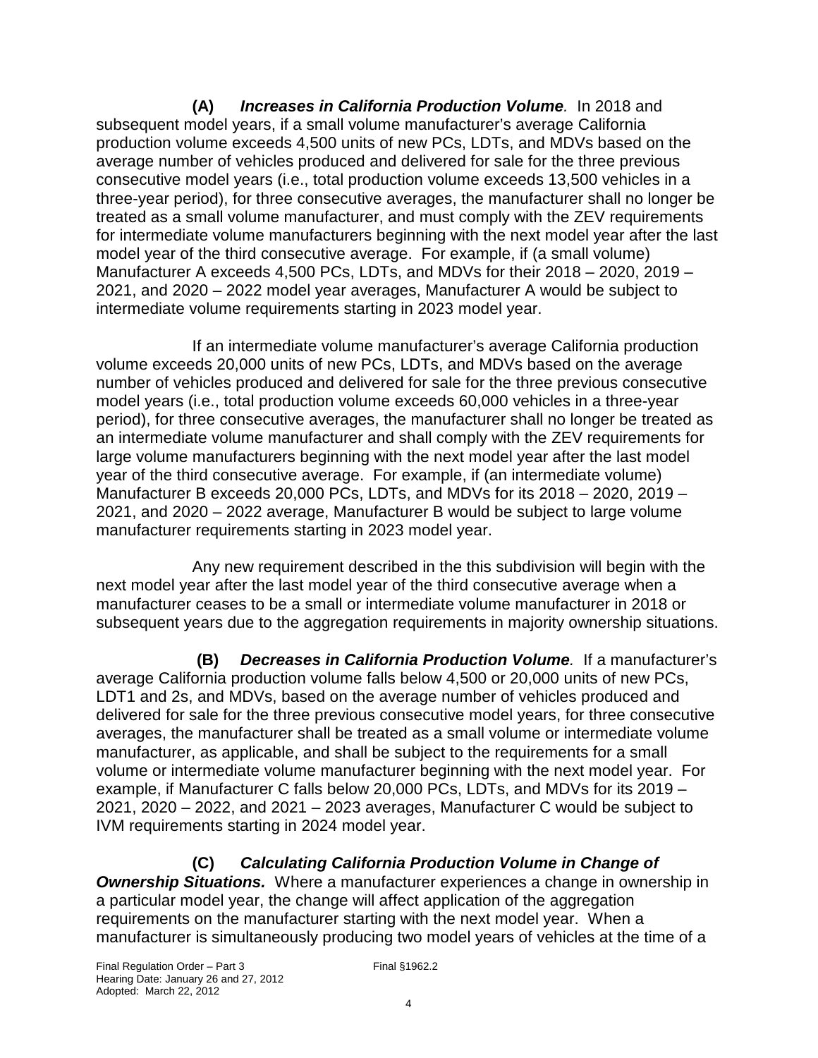**(A)** ***Increases in California Production Volume****.* In 2018 and subsequent model years, if a small volume manufacturer's average California production volume exceeds 4,500 units of new PCs, LDTs, and MDVs based on the average number of vehicles produced and delivered for sale for the three previous consecutive model years (i.e., total production volume exceeds 13,500 vehicles in a three-year period), for three consecutive averages, the manufacturer shall no longer be treated as a small volume manufacturer, and must comply with the ZEV requirements for intermediate volume manufacturers beginning with the next model year after the last model year of the third consecutive average. For example, if (a small volume) Manufacturer A exceeds 4,500 PCs, LDTs, and MDVs for their 2018 – 2020, 2019 – 2021, and 2020 – 2022 model year averages, Manufacturer A would be subject to intermediate volume requirements starting in 2023 model year.

If an intermediate volume manufacturer's average California production volume exceeds 20,000 units of new PCs, LDTs, and MDVs based on the average number of vehicles produced and delivered for sale for the three previous consecutive model years (i.e., total production volume exceeds 60,000 vehicles in a three-year period), for three consecutive averages, the manufacturer shall no longer be treated as an intermediate volume manufacturer and shall comply with the ZEV requirements for large volume manufacturers beginning with the next model year after the last model year of the third consecutive average. For example, if (an intermediate volume) Manufacturer B exceeds 20,000 PCs, LDTs, and MDVs for its 2018 – 2020, 2019 – 2021, and 2020 – 2022 average, Manufacturer B would be subject to large volume manufacturer requirements starting in 2023 model year.

Any new requirement described in the this subdivision will begin with the next model year after the last model year of the third consecutive average when a manufacturer ceases to be a small or intermediate volume manufacturer in 2018 or subsequent years due to the aggregation requirements in majority ownership situations.

**(B)** ***Decreases in California Production Volume****.* If a manufacturer's average California production volume falls below 4,500 or 20,000 units of new PCs, LDT1 and 2s, and MDVs, based on the average number of vehicles produced and delivered for sale for the three previous consecutive model years, for three consecutive averages, the manufacturer shall be treated as a small volume or intermediate volume manufacturer, as applicable, and shall be subject to the requirements for a small volume or intermediate volume manufacturer beginning with the next model year. For example, if Manufacturer C falls below 20,000 PCs, LDTs, and MDVs for its 2019 – 2021, 2020 – 2022, and 2021 – 2023 averages, Manufacturer C would be subject to IVM requirements starting in 2024 model year.

**(C)** ***Calculating California Production Volume in Change of Ownership Situations.*** Where a manufacturer experiences a change in ownership in a particular model year, the change will affect application of the aggregation requirements on the manufacturer starting with the next model year. When a manufacturer is simultaneously producing two model years of vehicles at the time of a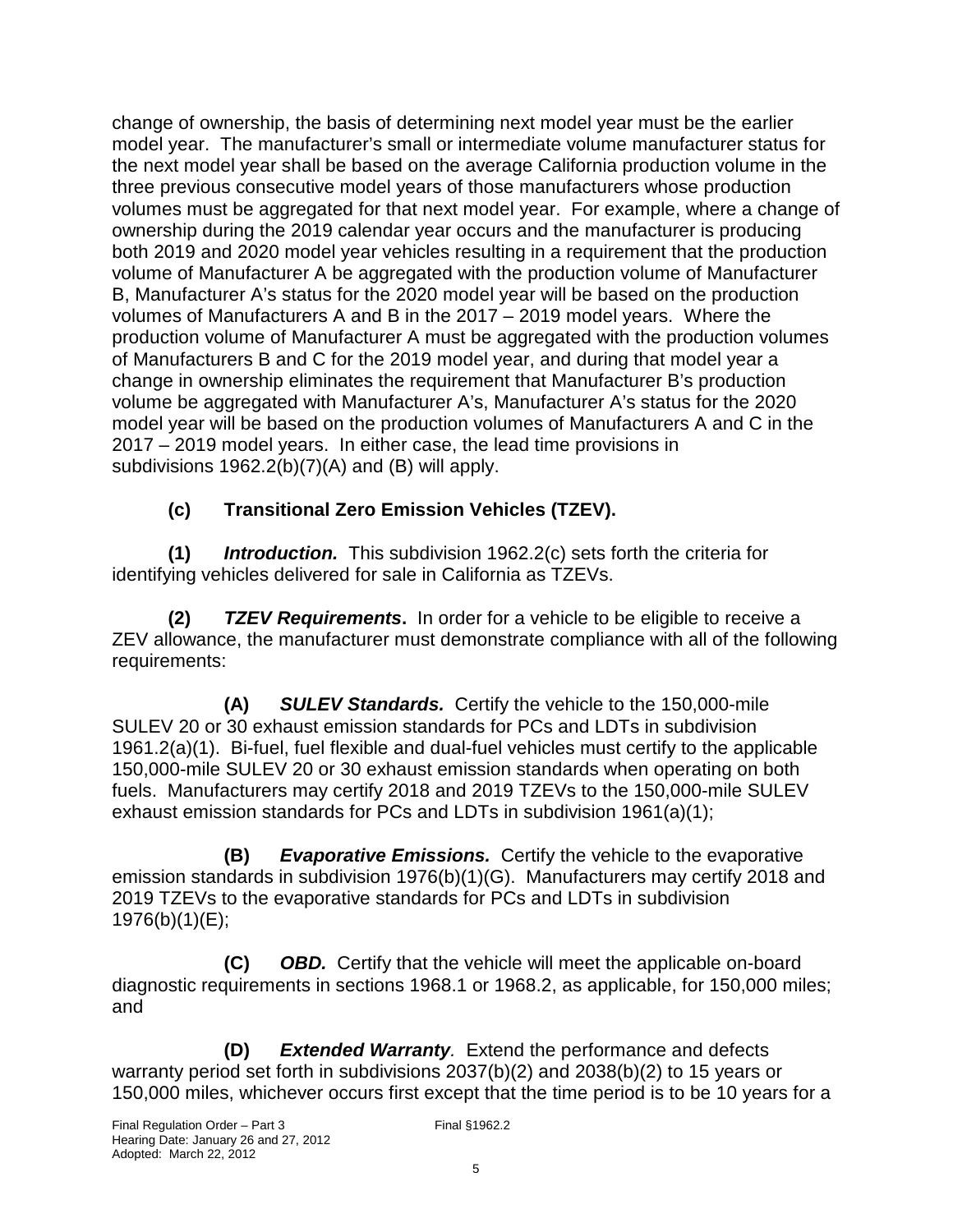change of ownership, the basis of determining next model year must be the earlier model year. The manufacturer's small or intermediate volume manufacturer status for the next model year shall be based on the average California production volume in the three previous consecutive model years of those manufacturers whose production volumes must be aggregated for that next model year. For example, where a change of ownership during the 2019 calendar year occurs and the manufacturer is producing both 2019 and 2020 model year vehicles resulting in a requirement that the production volume of Manufacturer A be aggregated with the production volume of Manufacturer B, Manufacturer A's status for the 2020 model year will be based on the production volumes of Manufacturers A and B in the 2017 – 2019 model years. Where the production volume of Manufacturer A must be aggregated with the production volumes of Manufacturers B and C for the 2019 model year, and during that model year a change in ownership eliminates the requirement that Manufacturer B's production volume be aggregated with Manufacturer A's, Manufacturer A's status for the 2020 model year will be based on the production volumes of Manufacturers A and C in the 2017 – 2019 model years. In either case, the lead time provisions in subdivisions 1962.2(b)(7)(A) and (B) will apply.

**(c) Transitional Zero Emission Vehicles (TZEV).**

**(1)** ***Introduction.*** This subdivision 1962.2(c) sets forth the criteria for identifying vehicles delivered for sale in California as TZEVs.

**(2)** ***TZEV Requirements*****.** In order for a vehicle to be eligible to receive a ZEV allowance, the manufacturer must demonstrate compliance with all of the following requirements:

**(A)** ***SULEV Standards.*** Certify the vehicle to the 150,000-mile SULEV 20 or 30 exhaust emission standards for PCs and LDTs in subdivision 1961.2(a)(1). Bi-fuel, fuel flexible and dual-fuel vehicles must certify to the applicable 150,000-mile SULEV 20 or 30 exhaust emission standards when operating on both fuels. Manufacturers may certify 2018 and 2019 TZEVs to the 150,000-mile SULEV exhaust emission standards for PCs and LDTs in subdivision 1961(a)(1);

**(B)** ***Evaporative Emissions.*** Certify the vehicle to the evaporative emission standards in subdivision 1976(b)(1)(G). Manufacturers may certify 2018 and 2019 TZEVs to the evaporative standards for PCs and LDTs in subdivision 1976(b)(1)(E);

**(C)** ***OBD.*** Certify that the vehicle will meet the applicable on-board diagnostic requirements in sections 1968.1 or 1968.2, as applicable, for 150,000 miles; and

**(D)** ***Extended Warranty*****.** Extend the performance and defects warranty period set forth in subdivisions 2037(b)(2) and 2038(b)(2) to 15 years or 150,000 miles, whichever occurs first except that the time period is to be 10 years for a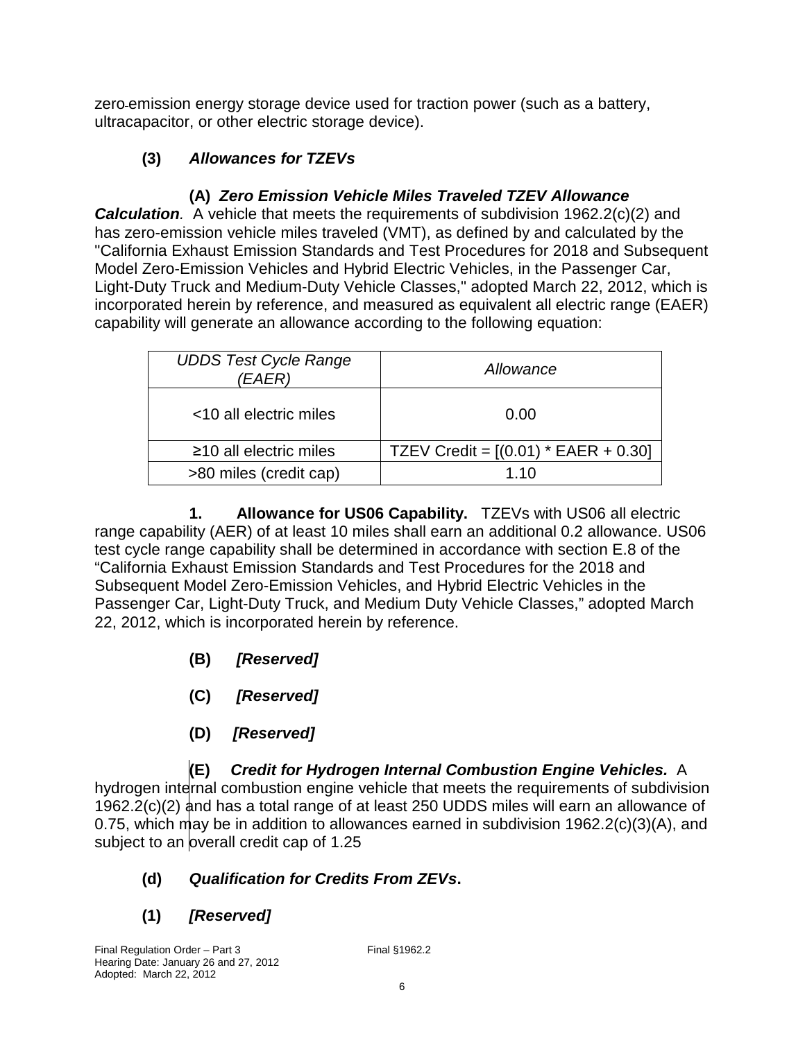zero-emission energy storage device used for traction power (such as a battery, ultracapacitor, or other electric storage device).

**(3)** ***Allowances for TZEVs***

**(A)** ***Zero Emission Vehicle Miles Traveled TZEV Allowance Calculation****.* A vehicle that meets the requirements of subdivision 1962.2(c)(2) and has zero-emission vehicle miles traveled (VMT), as defined by and calculated by the "California Exhaust Emission Standards and Test Procedures for 2018 and Subsequent Model Zero-Emission Vehicles and Hybrid Electric Vehicles, in the Passenger Car, Light-Duty Truck and Medium-Duty Vehicle Classes," adopted March 22, 2012, which is incorporated herein by reference, and measured as equivalent all electric range (EAER) capability will generate an allowance according to the following equation:

| *UDDS Test Cycle Range (EAER)* | *Allowance* |
|---|---|
| <10 all electric miles | 0.00 |
| ≥10 all electric miles | TZEV Credit = [(0.01) * EAER + 0.30] |
| >80 miles (credit cap) | 1.10 |

**1. Allowance for US06 Capability.** TZEVs with US06 all electric range capability (AER) of at least 10 miles shall earn an additional 0.2 allowance. US06 test cycle range capability shall be determined in accordance with section E.8 of the "California Exhaust Emission Standards and Test Procedures for the 2018 and Subsequent Model Zero-Emission Vehicles, and Hybrid Electric Vehicles in the Passenger Car, Light-Duty Truck, and Medium Duty Vehicle Classes," adopted March 22, 2012, which is incorporated herein by reference.

**(B)** ***[Reserved]***

**(C)** ***[Reserved]***

**(D)** ***[Reserved]***

**(E)** ***Credit for Hydrogen Internal Combustion Engine Vehicles.*** A hydrogen internal combustion engine vehicle that meets the requirements of subdivision 1962.2(c)(2) and has a total range of at least 250 UDDS miles will earn an allowance of 0.75, which may be in addition to allowances earned in subdivision 1962.2(c)(3)(A), and subject to an overall credit cap of 1.25

**(d)** ***Qualification for Credits From ZEVs*****.**

**(1)** ***[Reserved]***

Final Regulation Order – Part 3
Hearing Date: January 26 and 27, 2012
Adopted: March 22, 2012

Final §1962.2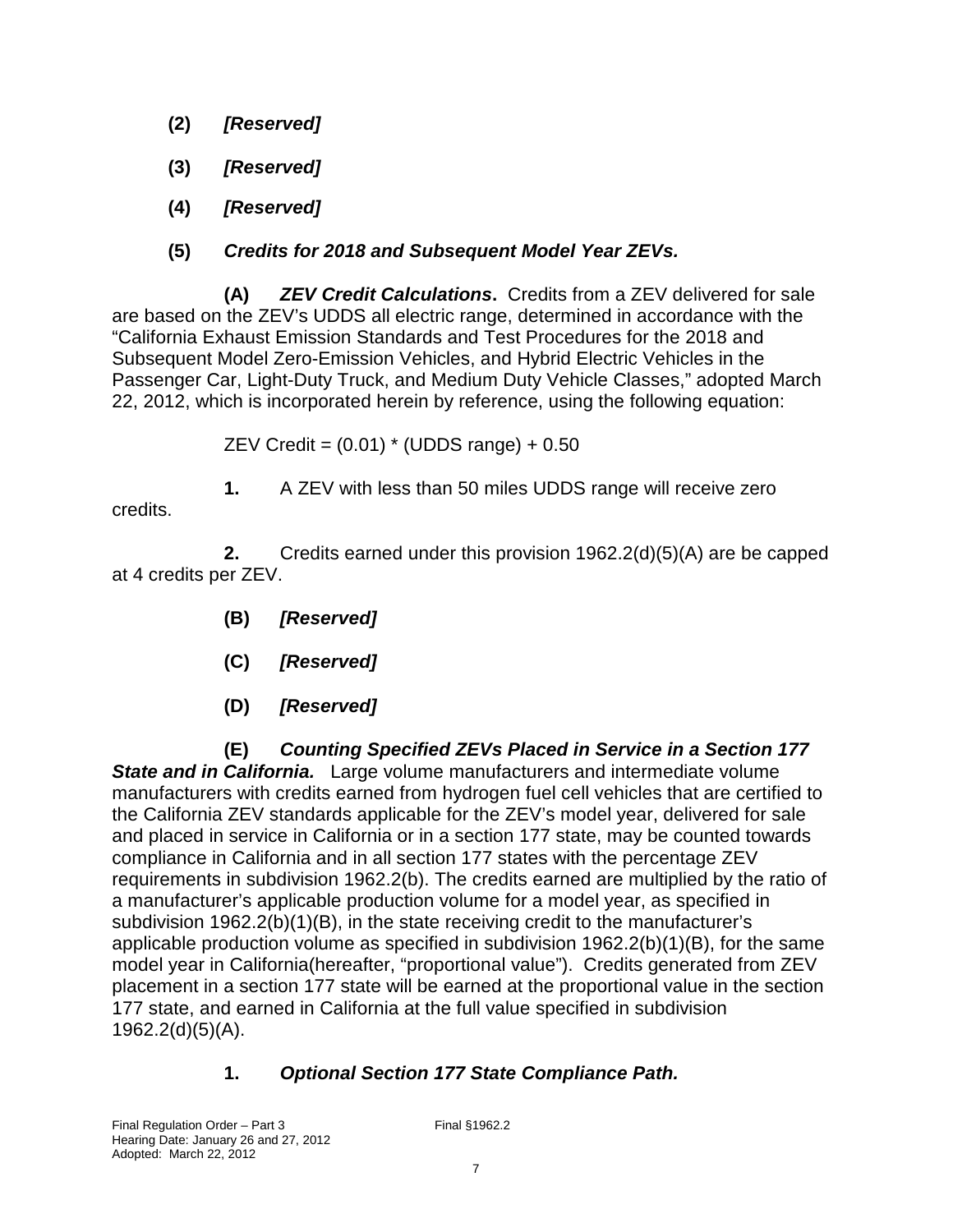**(2)** ***[Reserved]***

**(3)** ***[Reserved]***

**(4)** ***[Reserved]***

**(5)** ***Credits for 2018 and Subsequent Model Year ZEVs.***

**(A)** ***ZEV Credit Calculations*.** Credits from a ZEV delivered for sale are based on the ZEV's UDDS all electric range, determined in accordance with the "California Exhaust Emission Standards and Test Procedures for the 2018 and Subsequent Model Zero-Emission Vehicles, and Hybrid Electric Vehicles in the Passenger Car, Light-Duty Truck, and Medium Duty Vehicle Classes," adopted March 22, 2012, which is incorporated herein by reference, using the following equation:

ZEV Credit = (0.01) * (UDDS range) + 0.50

**1.** A ZEV with less than 50 miles UDDS range will receive zero credits.

**2.** Credits earned under this provision 1962.2(d)(5)(A) are be capped at 4 credits per ZEV.

**(B)** ***[Reserved]***

**(C)** ***[Reserved]***

**(D)** ***[Reserved]***

**(E)** ***Counting Specified ZEVs Placed in Service in a Section 177 State and in California.*** Large volume manufacturers and intermediate volume manufacturers with credits earned from hydrogen fuel cell vehicles that are certified to the California ZEV standards applicable for the ZEV's model year, delivered for sale and placed in service in California or in a section 177 state, may be counted towards compliance in California and in all section 177 states with the percentage ZEV requirements in subdivision 1962.2(b). The credits earned are multiplied by the ratio of a manufacturer's applicable production volume for a model year, as specified in subdivision 1962.2(b)(1)(B), in the state receiving credit to the manufacturer's applicable production volume as specified in subdivision 1962.2(b)(1)(B), for the same model year in California(hereafter, "proportional value"). Credits generated from ZEV placement in a section 177 state will be earned at the proportional value in the section 177 state, and earned in California at the full value specified in subdivision 1962.2(d)(5)(A).

**1.** ***Optional Section 177 State Compliance Path.***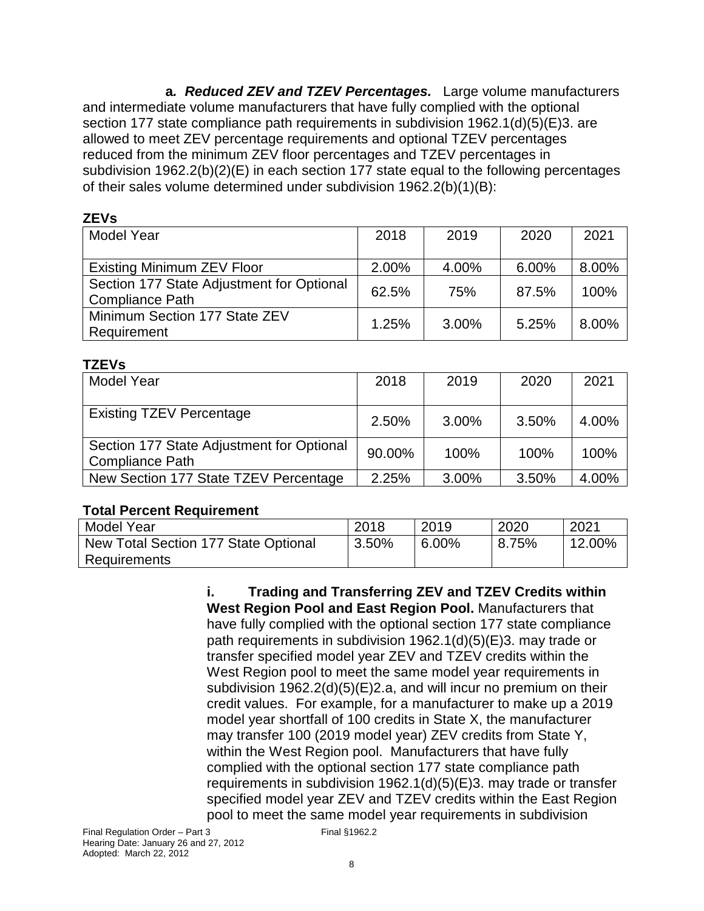**a. *Reduced ZEV and TZEV Percentages.*** Large volume manufacturers and intermediate volume manufacturers that have fully complied with the optional section 177 state compliance path requirements in subdivision 1962.1(d)(5)(E)3. are allowed to meet ZEV percentage requirements and optional TZEV percentages reduced from the minimum ZEV floor percentages and TZEV percentages in subdivision 1962.2(b)(2)(E) in each section 177 state equal to the following percentages of their sales volume determined under subdivision 1962.2(b)(1)(B):

**ZEVs**

| Model Year | 2018 | 2019 | 2020 | 2021 |
|---|---|---|---|---|
| Existing Minimum ZEV Floor | 2.00% | 4.00% | 6.00% | 8.00% |
| Section 177 State Adjustment for Optional Compliance Path | 62.5% | 75% | 87.5% | 100% |
| Minimum Section 177 State ZEV Requirement | 1.25% | 3.00% | 5.25% | 8.00% |

**TZEVs**

| Model Year | 2018 | 2019 | 2020 | 2021 |
|---|---|---|---|---|
| Existing TZEV Percentage | 2.50% | 3.00% | 3.50% | 4.00% |
| Section 177 State Adjustment for Optional Compliance Path | 90.00% | 100% | 100% | 100% |
| New Section 177 State TZEV Percentage | 2.25% | 3.00% | 3.50% | 4.00% |

**Total Percent Requirement**

| Model Year | 2018 | 2019 | 2020 | 2021 |
|---|---|---|---|---|
| New Total Section 177 State Optional Requirements | 3.50% | 6.00% | 8.75% | 12.00% |

**i. Trading and Transferring ZEV and TZEV Credits within West Region Pool and East Region Pool.** Manufacturers that have fully complied with the optional section 177 state compliance path requirements in subdivision 1962.1(d)(5)(E)3. may trade or transfer specified model year ZEV and TZEV credits within the West Region pool to meet the same model year requirements in subdivision 1962.2(d)(5)(E)2.a, and will incur no premium on their credit values. For example, for a manufacturer to make up a 2019 model year shortfall of 100 credits in State X, the manufacturer may transfer 100 (2019 model year) ZEV credits from State Y, within the West Region pool. Manufacturers that have fully complied with the optional section 177 state compliance path requirements in subdivision 1962.1(d)(5)(E)3. may trade or transfer specified model year ZEV and TZEV credits within the East Region pool to meet the same model year requirements in subdivision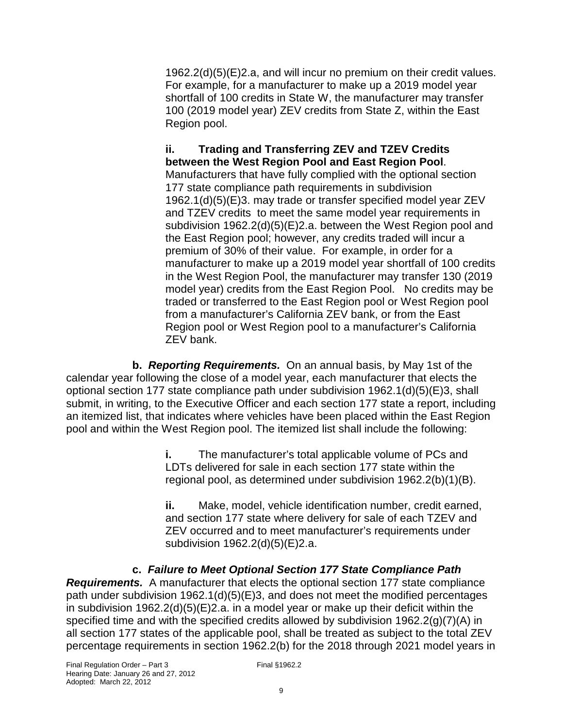1962.2(d)(5)(E)2.a, and will incur no premium on their credit values. For example, for a manufacturer to make up a 2019 model year shortfall of 100 credits in State W, the manufacturer may transfer 100 (2019 model year) ZEV credits from State Z, within the East Region pool.

**ii. Trading and Transferring ZEV and TZEV Credits between the West Region Pool and East Region Pool**. Manufacturers that have fully complied with the optional section 177 state compliance path requirements in subdivision 1962.1(d)(5)(E)3. may trade or transfer specified model year ZEV and TZEV credits to meet the same model year requirements in subdivision 1962.2(d)(5)(E)2.a. between the West Region pool and the East Region pool; however, any credits traded will incur a premium of 30% of their value. For example, in order for a manufacturer to make up a 2019 model year shortfall of 100 credits in the West Region Pool, the manufacturer may transfer 130 (2019 model year) credits from the East Region Pool. No credits may be traded or transferred to the East Region pool or West Region pool from a manufacturer's California ZEV bank, or from the East Region pool or West Region pool to a manufacturer's California ZEV bank.

**b. *Reporting Requirements.*** On an annual basis, by May 1st of the calendar year following the close of a model year, each manufacturer that elects the optional section 177 state compliance path under subdivision 1962.1(d)(5)(E)3, shall submit, in writing, to the Executive Officer and each section 177 state a report, including an itemized list, that indicates where vehicles have been placed within the East Region pool and within the West Region pool. The itemized list shall include the following:

**i.** The manufacturer's total applicable volume of PCs and LDTs delivered for sale in each section 177 state within the regional pool, as determined under subdivision 1962.2(b)(1)(B).

**ii.** Make, model, vehicle identification number, credit earned, and section 177 state where delivery for sale of each TZEV and ZEV occurred and to meet manufacturer's requirements under subdivision 1962.2(d)(5)(E)2.a.

**c. *Failure to Meet Optional Section 177 State Compliance Path Requirements.*** A manufacturer that elects the optional section 177 state compliance path under subdivision 1962.1(d)(5)(E)3, and does not meet the modified percentages in subdivision 1962.2(d)(5)(E)2.a. in a model year or make up their deficit within the specified time and with the specified credits allowed by subdivision 1962.2(g)(7)(A) in all section 177 states of the applicable pool, shall be treated as subject to the total ZEV percentage requirements in section 1962.2(b) for the 2018 through 2021 model years in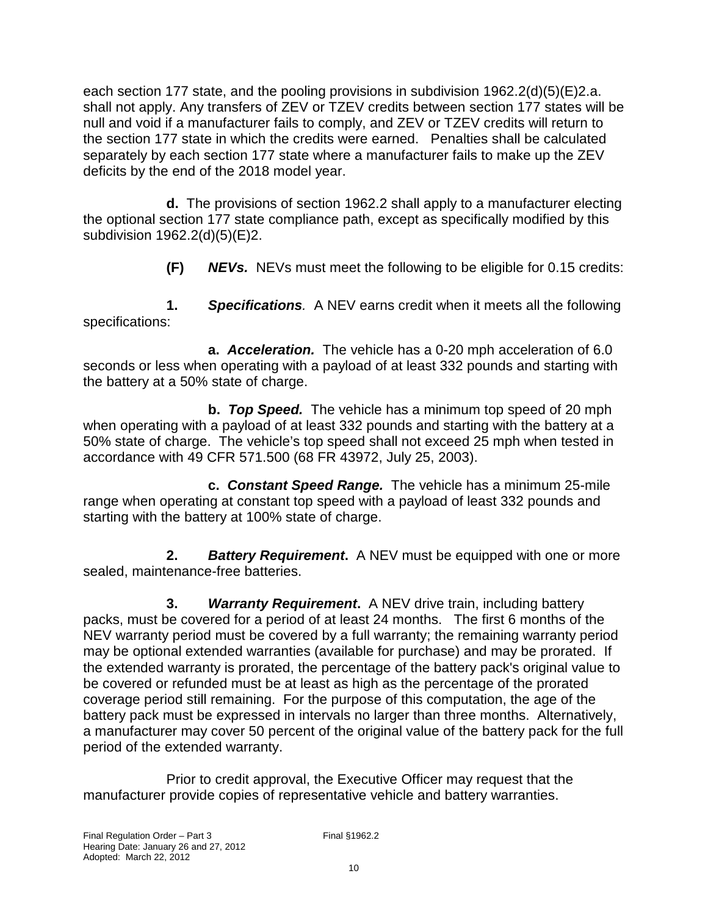each section 177 state, and the pooling provisions in subdivision 1962.2(d)(5)(E)2.a. shall not apply. Any transfers of ZEV or TZEV credits between section 177 states will be null and void if a manufacturer fails to comply, and ZEV or TZEV credits will return to the section 177 state in which the credits were earned. Penalties shall be calculated separately by each section 177 state where a manufacturer fails to make up the ZEV deficits by the end of the 2018 model year.

**d.** The provisions of section 1962.2 shall apply to a manufacturer electing the optional section 177 state compliance path, except as specifically modified by this subdivision 1962.2(d)(5)(E)2.

**(F)** ***NEVs.*** NEVs must meet the following to be eligible for 0.15 credits:

**1.** ***Specifications**.* A NEV earns credit when it meets all the following specifications:

**a.** ***Acceleration.*** The vehicle has a 0-20 mph acceleration of 6.0 seconds or less when operating with a payload of at least 332 pounds and starting with the battery at a 50% state of charge.

**b.** ***Top Speed.*** The vehicle has a minimum top speed of 20 mph when operating with a payload of at least 332 pounds and starting with the battery at a 50% state of charge. The vehicle's top speed shall not exceed 25 mph when tested in accordance with 49 CFR 571.500 (68 FR 43972, July 25, 2003).

**c.** ***Constant Speed Range.*** The vehicle has a minimum 25-mile range when operating at constant top speed with a payload of least 332 pounds and starting with the battery at 100% state of charge.

**2.** ***Battery Requirement*.** A NEV must be equipped with one or more sealed, maintenance-free batteries.

**3.** ***Warranty Requirement*.** A NEV drive train, including battery packs, must be covered for a period of at least 24 months. The first 6 months of the NEV warranty period must be covered by a full warranty; the remaining warranty period may be optional extended warranties (available for purchase) and may be prorated. If the extended warranty is prorated, the percentage of the battery pack's original value to be covered or refunded must be at least as high as the percentage of the prorated coverage period still remaining. For the purpose of this computation, the age of the battery pack must be expressed in intervals no larger than three months. Alternatively, a manufacturer may cover 50 percent of the original value of the battery pack for the full period of the extended warranty.

Prior to credit approval, the Executive Officer may request that the manufacturer provide copies of representative vehicle and battery warranties.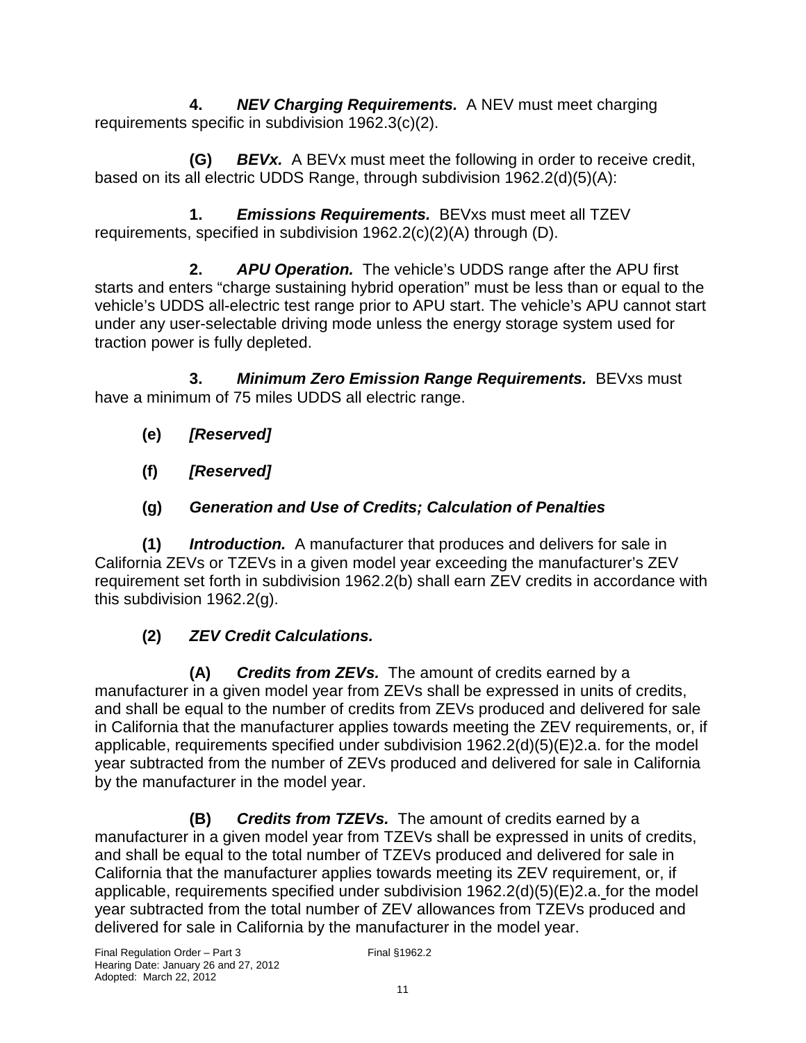**4.** ***NEV Charging Requirements.*** A NEV must meet charging requirements specific in subdivision 1962.3(c)(2).

**(G)** ***BEVx.*** A BEVx must meet the following in order to receive credit, based on its all electric UDDS Range, through subdivision 1962.2(d)(5)(A):

**1.** ***Emissions Requirements.*** BEVxs must meet all TZEV requirements, specified in subdivision 1962.2(c)(2)(A) through (D).

**2.** ***APU Operation.*** The vehicle's UDDS range after the APU first starts and enters "charge sustaining hybrid operation" must be less than or equal to the vehicle's UDDS all-electric test range prior to APU start. The vehicle's APU cannot start under any user-selectable driving mode unless the energy storage system used for traction power is fully depleted.

**3.** ***Minimum Zero Emission Range Requirements.*** BEVxs must have a minimum of 75 miles UDDS all electric range.

**(e)** ***[Reserved]***

**(f)** ***[Reserved]***

**(g)** ***Generation and Use of Credits; Calculation of Penalties***

**(1)** ***Introduction.*** A manufacturer that produces and delivers for sale in California ZEVs or TZEVs in a given model year exceeding the manufacturer's ZEV requirement set forth in subdivision 1962.2(b) shall earn ZEV credits in accordance with this subdivision 1962.2(g).

**(2)** ***ZEV Credit Calculations.***

**(A)** ***Credits from ZEVs.*** The amount of credits earned by a manufacturer in a given model year from ZEVs shall be expressed in units of credits, and shall be equal to the number of credits from ZEVs produced and delivered for sale in California that the manufacturer applies towards meeting the ZEV requirements, or, if applicable, requirements specified under subdivision 1962.2(d)(5)(E)2.a. for the model year subtracted from the number of ZEVs produced and delivered for sale in California by the manufacturer in the model year.

**(B)** ***Credits from TZEVs.*** The amount of credits earned by a manufacturer in a given model year from TZEVs shall be expressed in units of credits, and shall be equal to the total number of TZEVs produced and delivered for sale in California that the manufacturer applies towards meeting its ZEV requirement, or, if applicable, requirements specified under subdivision 1962.2(d)(5)(E)2.a. for the model year subtracted from the total number of ZEV allowances from TZEVs produced and delivered for sale in California by the manufacturer in the model year.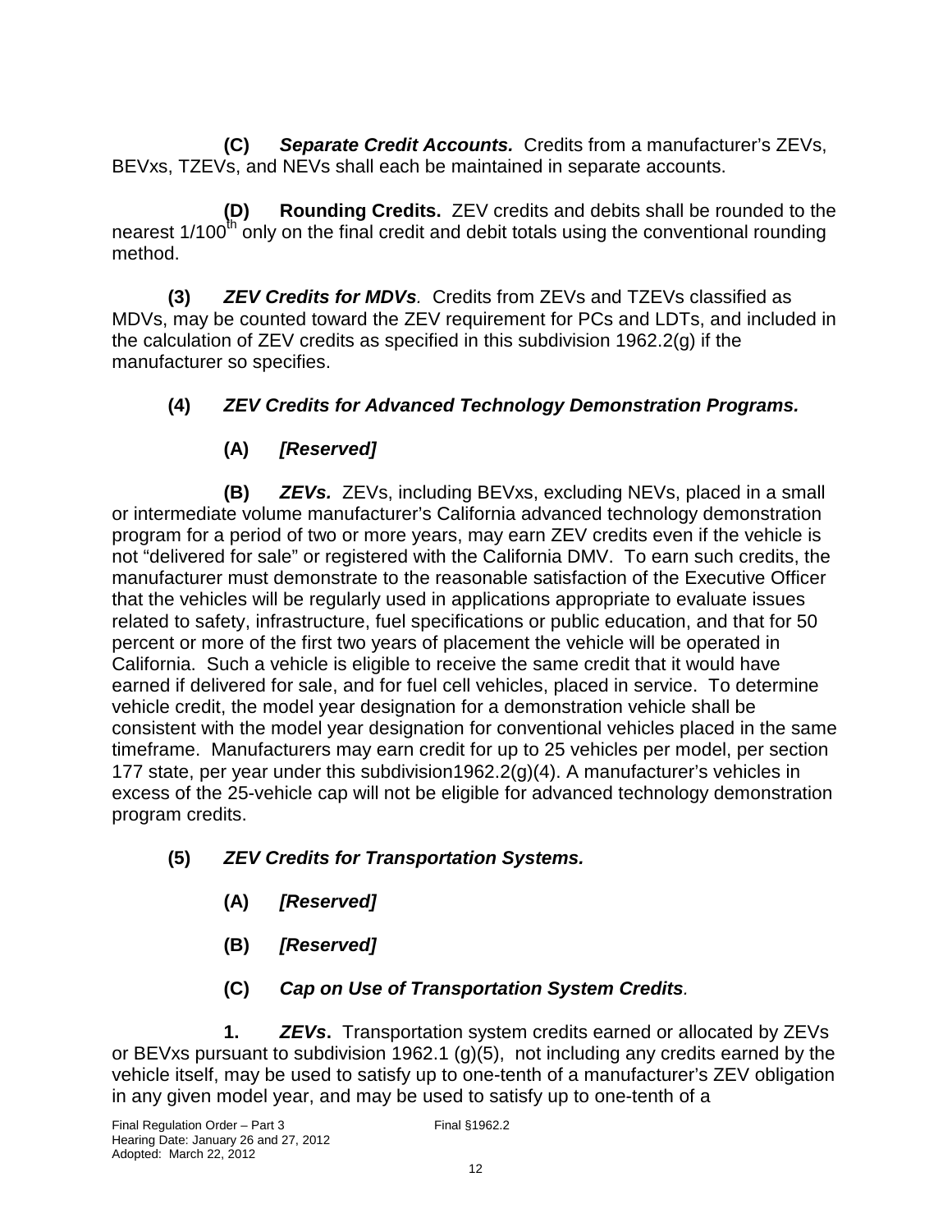**(C)** ***Separate Credit Accounts.*** Credits from a manufacturer's ZEVs, BEVxs, TZEVs, and NEVs shall each be maintained in separate accounts.

**(D)** **Rounding Credits.** ZEV credits and debits shall be rounded to the nearest 1/100th only on the final credit and debit totals using the conventional rounding method.

**(3)** ***ZEV Credits for MDVs***. Credits from ZEVs and TZEVs classified as MDVs, may be counted toward the ZEV requirement for PCs and LDTs, and included in the calculation of ZEV credits as specified in this subdivision 1962.2(g) if the manufacturer so specifies.

**(4)** ***ZEV Credits for Advanced Technology Demonstration Programs.***

**(A)** ***[Reserved]***

**(B)** ***ZEVs.*** ZEVs, including BEVxs, excluding NEVs, placed in a small or intermediate volume manufacturer's California advanced technology demonstration program for a period of two or more years, may earn ZEV credits even if the vehicle is not "delivered for sale" or registered with the California DMV. To earn such credits, the manufacturer must demonstrate to the reasonable satisfaction of the Executive Officer that the vehicles will be regularly used in applications appropriate to evaluate issues related to safety, infrastructure, fuel specifications or public education, and that for 50 percent or more of the first two years of placement the vehicle will be operated in California. Such a vehicle is eligible to receive the same credit that it would have earned if delivered for sale, and for fuel cell vehicles, placed in service. To determine vehicle credit, the model year designation for a demonstration vehicle shall be consistent with the model year designation for conventional vehicles placed in the same timeframe. Manufacturers may earn credit for up to 25 vehicles per model, per section 177 state, per year under this subdivision1962.2(g)(4). A manufacturer's vehicles in excess of the 25-vehicle cap will not be eligible for advanced technology demonstration program credits.

**(5)** ***ZEV Credits for Transportation Systems.***

**(A)** ***[Reserved]***

**(B)** ***[Reserved]***

**(C)** ***Cap on Use of Transportation System Credits****.*

**1.** ***ZEVs***. Transportation system credits earned or allocated by ZEVs or BEVxs pursuant to subdivision 1962.1 (g)(5), not including any credits earned by the vehicle itself, may be used to satisfy up to one-tenth of a manufacturer's ZEV obligation in any given model year, and may be used to satisfy up to one-tenth of a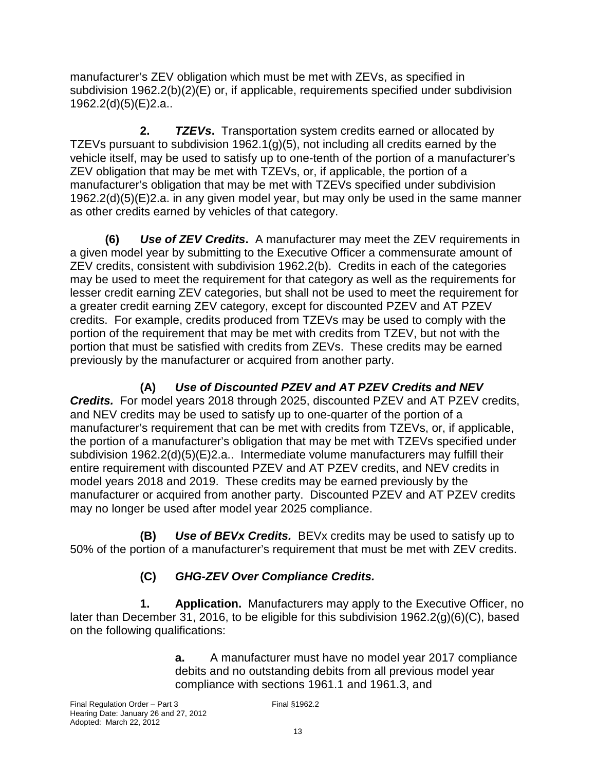manufacturer's ZEV obligation which must be met with ZEVs, as specified in subdivision 1962.2(b)(2)(E) or, if applicable, requirements specified under subdivision 1962.2(d)(5)(E)2.a..

**2.** ***TZEVs*.** Transportation system credits earned or allocated by TZEVs pursuant to subdivision 1962.1(g)(5), not including all credits earned by the vehicle itself, may be used to satisfy up to one-tenth of the portion of a manufacturer's ZEV obligation that may be met with TZEVs, or, if applicable, the portion of a manufacturer's obligation that may be met with TZEVs specified under subdivision 1962.2(d)(5)(E)2.a. in any given model year, but may only be used in the same manner as other credits earned by vehicles of that category.

**(6)** ***Use of ZEV Credits*.** A manufacturer may meet the ZEV requirements in a given model year by submitting to the Executive Officer a commensurate amount of ZEV credits, consistent with subdivision 1962.2(b). Credits in each of the categories may be used to meet the requirement for that category as well as the requirements for lesser credit earning ZEV categories, but shall not be used to meet the requirement for a greater credit earning ZEV category, except for discounted PZEV and AT PZEV credits. For example, credits produced from TZEVs may be used to comply with the portion of the requirement that may be met with credits from TZEV, but not with the portion that must be satisfied with credits from ZEVs. These credits may be earned previously by the manufacturer or acquired from another party.

**(A)** ***Use of Discounted PZEV and AT PZEV Credits and NEV Credits.*** For model years 2018 through 2025, discounted PZEV and AT PZEV credits, and NEV credits may be used to satisfy up to one-quarter of the portion of a manufacturer's requirement that can be met with credits from TZEVs, or, if applicable, the portion of a manufacturer's obligation that may be met with TZEVs specified under subdivision 1962.2(d)(5)(E)2.a.. Intermediate volume manufacturers may fulfill their entire requirement with discounted PZEV and AT PZEV credits, and NEV credits in model years 2018 and 2019. These credits may be earned previously by the manufacturer or acquired from another party. Discounted PZEV and AT PZEV credits may no longer be used after model year 2025 compliance.

**(B)** ***Use of BEVx Credits.*** BEVx credits may be used to satisfy up to 50% of the portion of a manufacturer's requirement that must be met with ZEV credits.

**(C)** ***GHG-ZEV Over Compliance Credits.***

**1.** **Application.** Manufacturers may apply to the Executive Officer, no later than December 31, 2016, to be eligible for this subdivision 1962.2(g)(6)(C), based on the following qualifications:

**a.** A manufacturer must have no model year 2017 compliance debits and no outstanding debits from all previous model year compliance with sections 1961.1 and 1961.3, and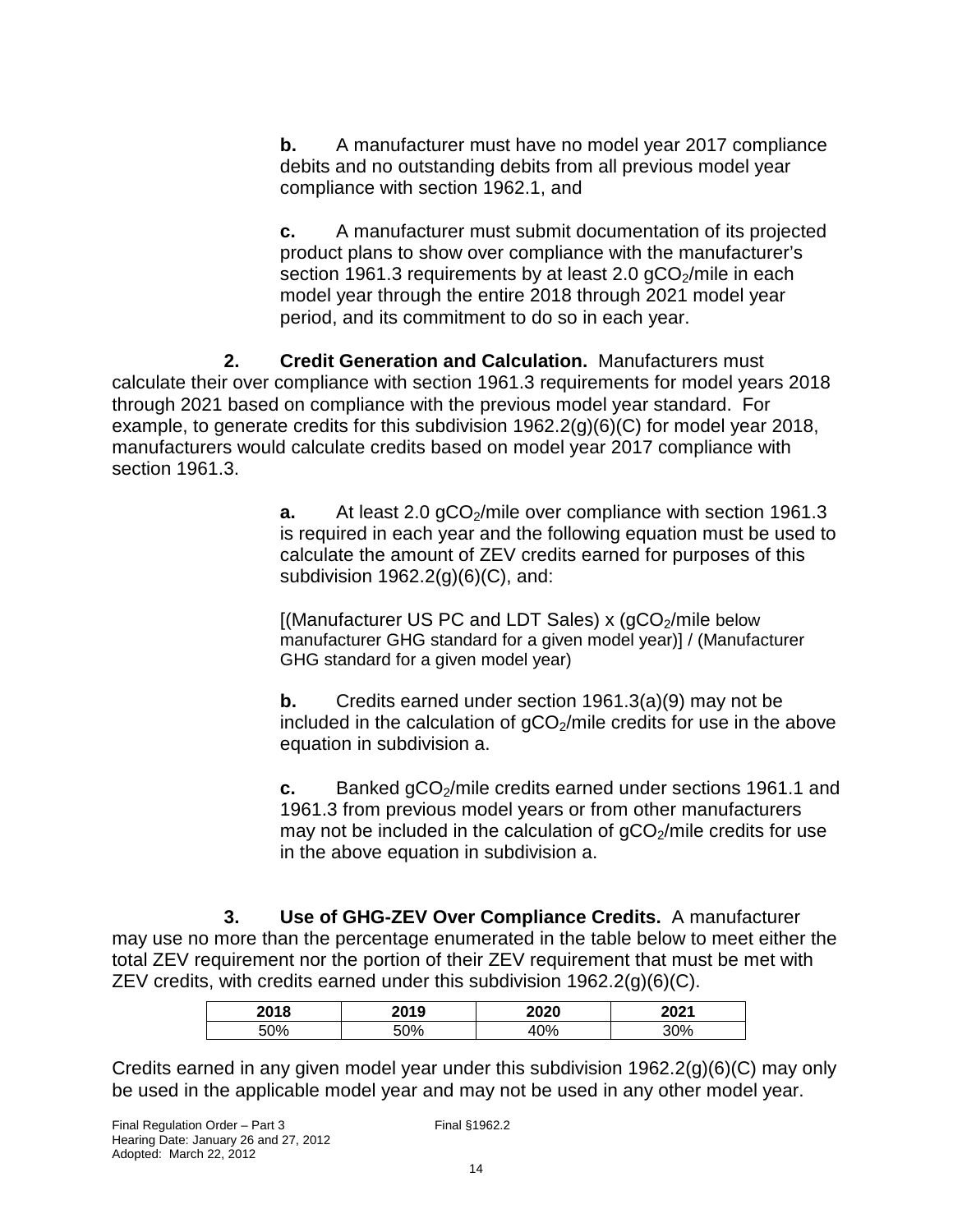**b.** A manufacturer must have no model year 2017 compliance debits and no outstanding debits from all previous model year compliance with section 1962.1, and

**c.** A manufacturer must submit documentation of its projected product plans to show over compliance with the manufacturer's section 1961.3 requirements by at least 2.0 $gCO_2$/mile in each model year through the entire 2018 through 2021 model year period, and its commitment to do so in each year.

**2. Credit Generation and Calculation.** Manufacturers must calculate their over compliance with section 1961.3 requirements for model years 2018 through 2021 based on compliance with the previous model year standard. For example, to generate credits for this subdivision 1962.2(g)(6)(C) for model year 2018, manufacturers would calculate credits based on model year 2017 compliance with section 1961.3.

**a.** At least 2.0 $gCO_2$/mile over compliance with section 1961.3 is required in each year and the following equation must be used to calculate the amount of ZEV credits earned for purposes of this subdivision 1962.2(g)(6)(C), and:

[(Manufacturer US PC and LDT Sales) x ($gCO_2$/mile below manufacturer GHG standard for a given model year)] / (Manufacturer GHG standard for a given model year)

**b.** Credits earned under section 1961.3(a)(9) may not be included in the calculation of $gCO_2$/mile credits for use in the above equation in subdivision a.

**c.** Banked $gCO_2$/mile credits earned under sections 1961.1 and 1961.3 from previous model years or from other manufacturers may not be included in the calculation of $gCO_2$/mile credits for use in the above equation in subdivision a.

**3. Use of GHG-ZEV Over Compliance Credits.** A manufacturer may use no more than the percentage enumerated in the table below to meet either the total ZEV requirement nor the portion of their ZEV requirement that must be met with ZEV credits, with credits earned under this subdivision 1962.2(g)(6)(C).

| 2018 | 2019 | 2020 | 2021 |
|---|---|---|---|
| 50% | 50% | 40% | 30% |

Credits earned in any given model year under this subdivision 1962.2(g)(6)(C) may only be used in the applicable model year and may not be used in any other model year.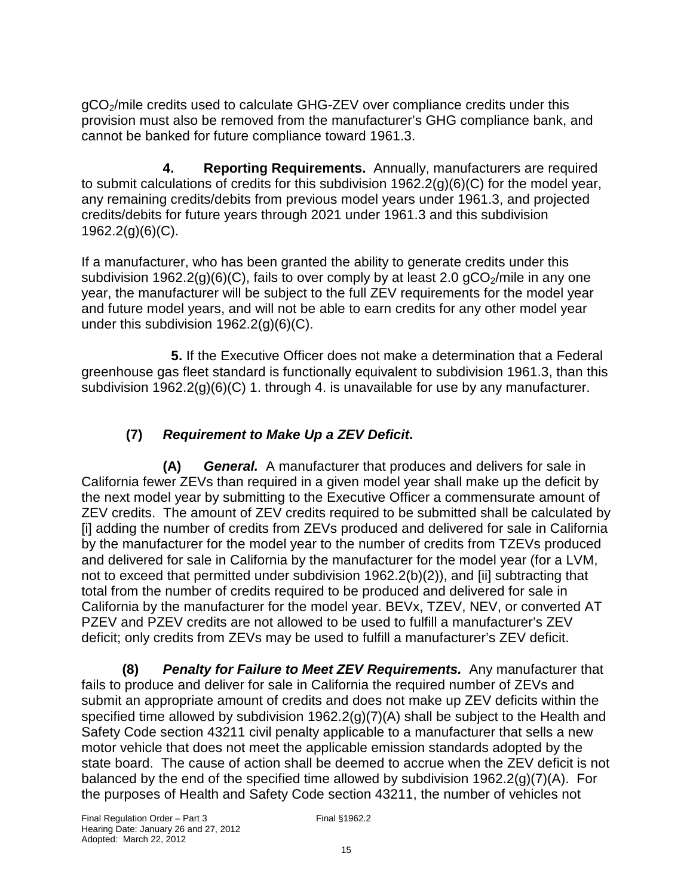$gCO_2$/mile credits used to calculate GHG-ZEV over compliance credits under this provision must also be removed from the manufacturer's GHG compliance bank, and cannot be banked for future compliance toward 1961.3.

**4. Reporting Requirements.** Annually, manufacturers are required to submit calculations of credits for this subdivision 1962.2(g)(6)(C) for the model year, any remaining credits/debits from previous model years under 1961.3, and projected credits/debits for future years through 2021 under 1961.3 and this subdivision 1962.2(g)(6)(C).

If a manufacturer, who has been granted the ability to generate credits under this subdivision 1962.2(g)(6)(C), fails to over comply by at least 2.0 $gCO_2$/mile in any one year, the manufacturer will be subject to the full ZEV requirements for the model year and future model years, and will not be able to earn credits for any other model year under this subdivision 1962.2(g)(6)(C).

**5.** If the Executive Officer does not make a determination that a Federal greenhouse gas fleet standard is functionally equivalent to subdivision 1961.3, than this subdivision 1962.2(g)(6)(C) 1. through 4. is unavailable for use by any manufacturer.

**(7) *Requirement to Make Up a ZEV Deficit*.**

**(A) *General.*** A manufacturer that produces and delivers for sale in California fewer ZEVs than required in a given model year shall make up the deficit by the next model year by submitting to the Executive Officer a commensurate amount of ZEV credits. The amount of ZEV credits required to be submitted shall be calculated by [i] adding the number of credits from ZEVs produced and delivered for sale in California by the manufacturer for the model year to the number of credits from TZEVs produced and delivered for sale in California by the manufacturer for the model year (for a LVM, not to exceed that permitted under subdivision 1962.2(b)(2)), and [ii] subtracting that total from the number of credits required to be produced and delivered for sale in California by the manufacturer for the model year. BEVx, TZEV, NEV, or converted AT PZEV and PZEV credits are not allowed to be used to fulfill a manufacturer's ZEV deficit; only credits from ZEVs may be used to fulfill a manufacturer's ZEV deficit.

**(8) *Penalty for Failure to Meet ZEV Requirements.*** Any manufacturer that fails to produce and deliver for sale in California the required number of ZEVs and submit an appropriate amount of credits and does not make up ZEV deficits within the specified time allowed by subdivision 1962.2(g)(7)(A) shall be subject to the Health and Safety Code section 43211 civil penalty applicable to a manufacturer that sells a new motor vehicle that does not meet the applicable emission standards adopted by the state board. The cause of action shall be deemed to accrue when the ZEV deficit is not balanced by the end of the specified time allowed by subdivision 1962.2(g)(7)(A). For the purposes of Health and Safety Code section 43211, the number of vehicles not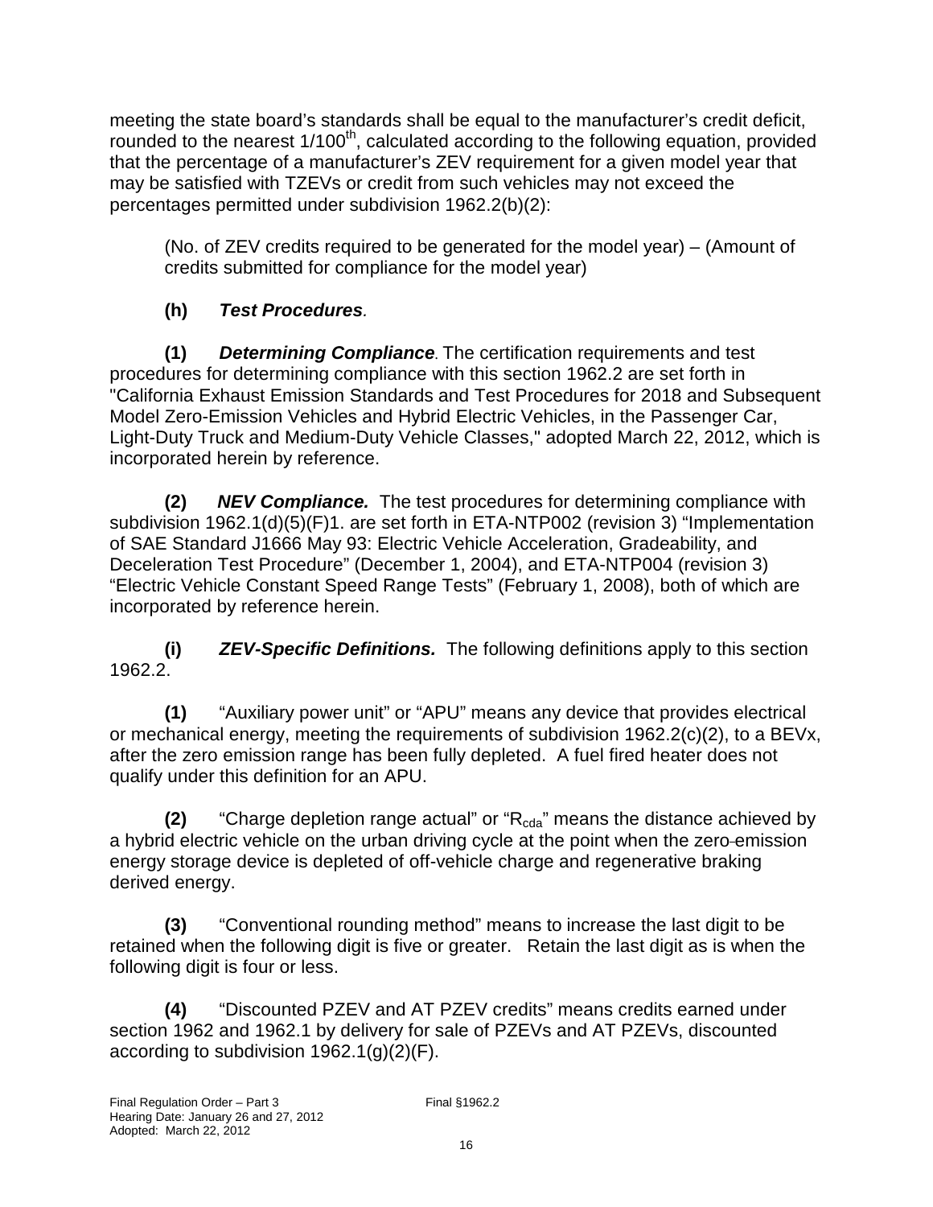meeting the state board's standards shall be equal to the manufacturer's credit deficit, rounded to the nearest 1/100th, calculated according to the following equation, provided that the percentage of a manufacturer's ZEV requirement for a given model year that may be satisfied with TZEVs or credit from such vehicles may not exceed the percentages permitted under subdivision 1962.2(b)(2):

(No. of ZEV credits required to be generated for the model year) – (Amount of credits submitted for compliance for the model year)

**(h)** ***Test Procedures.***

**(1)** ***Determining Compliance.*** The certification requirements and test procedures for determining compliance with this section 1962.2 are set forth in "California Exhaust Emission Standards and Test Procedures for 2018 and Subsequent Model Zero-Emission Vehicles and Hybrid Electric Vehicles, in the Passenger Car, Light-Duty Truck and Medium-Duty Vehicle Classes," adopted March 22, 2012, which is incorporated herein by reference.

**(2)** ***NEV Compliance.*** The test procedures for determining compliance with subdivision 1962.1(d)(5)(F)1. are set forth in ETA-NTP002 (revision 3) "Implementation of SAE Standard J1666 May 93: Electric Vehicle Acceleration, Gradeability, and Deceleration Test Procedure" (December 1, 2004), and ETA-NTP004 (revision 3) "Electric Vehicle Constant Speed Range Tests" (February 1, 2008), both of which are incorporated by reference herein.

**(i)** ***ZEV-Specific Definitions.*** The following definitions apply to this section 1962.2.

**(1)** "Auxiliary power unit" or "APU" means any device that provides electrical or mechanical energy, meeting the requirements of subdivision 1962.2(c)(2), to a BEVx, after the zero emission range has been fully depleted. A fuel fired heater does not qualify under this definition for an APU.

**(2)** "Charge depletion range actual" or "$R_{cda}$" means the distance achieved by a hybrid electric vehicle on the urban driving cycle at the point when the zero-emission energy storage device is depleted of off-vehicle charge and regenerative braking derived energy.

**(3)** "Conventional rounding method" means to increase the last digit to be retained when the following digit is five or greater. Retain the last digit as is when the following digit is four or less.

**(4)** "Discounted PZEV and AT PZEV credits" means credits earned under section 1962 and 1962.1 by delivery for sale of PZEVs and AT PZEVs, discounted according to subdivision 1962.1(g)(2)(F).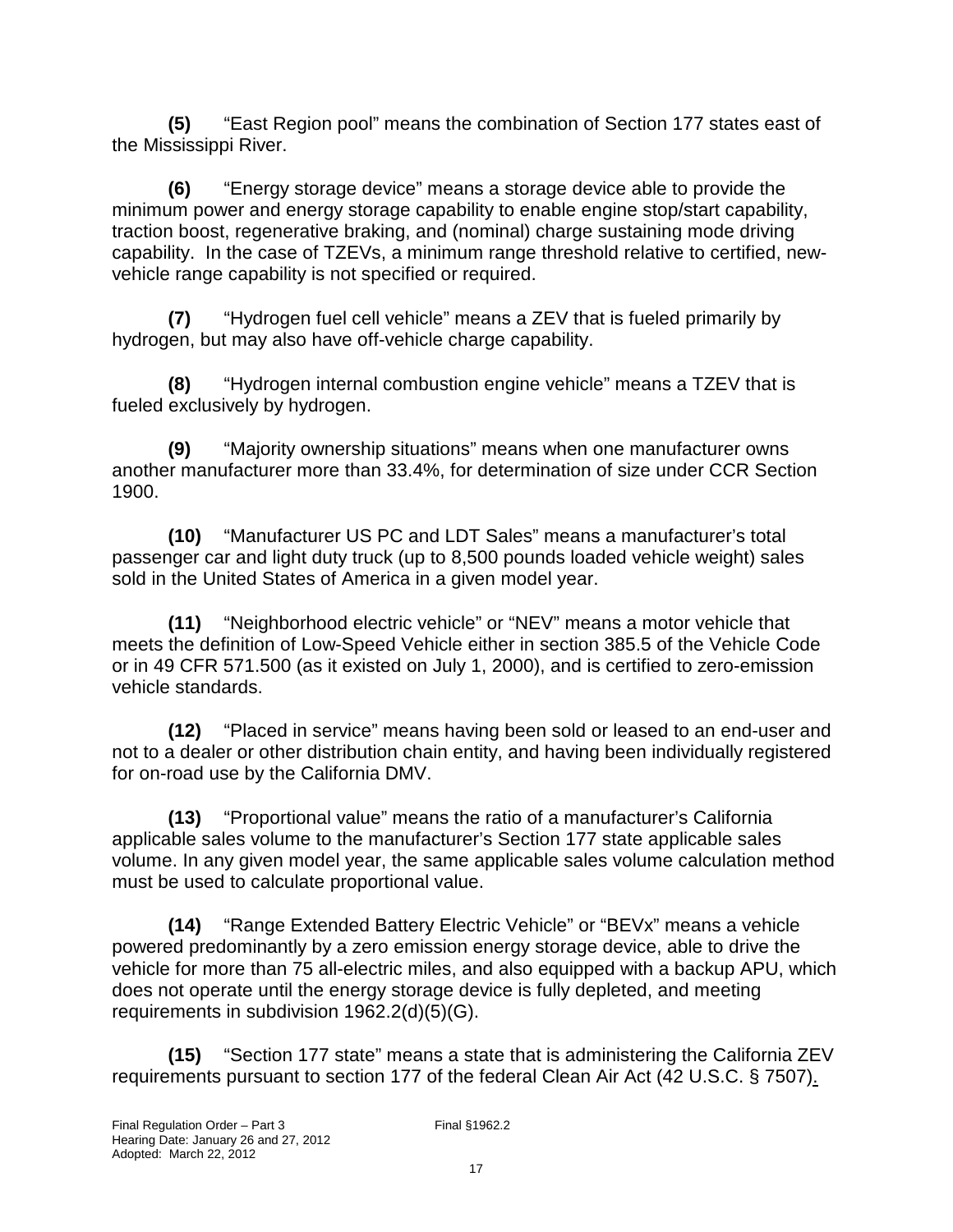**(5)** “East Region pool” means the combination of Section 177 states east of the Mississippi River.

**(6)** “Energy storage device” means a storage device able to provide the minimum power and energy storage capability to enable engine stop/start capability, traction boost, regenerative braking, and (nominal) charge sustaining mode driving capability. In the case of TZEVs, a minimum range threshold relative to certified, new-vehicle range capability is not specified or required.

**(7)** “Hydrogen fuel cell vehicle” means a ZEV that is fueled primarily by hydrogen, but may also have off-vehicle charge capability.

**(8)** “Hydrogen internal combustion engine vehicle” means a TZEV that is fueled exclusively by hydrogen.

**(9)** “Majority ownership situations” means when one manufacturer owns another manufacturer more than 33.4%, for determination of size under CCR Section 1900.

**(10)** “Manufacturer US PC and LDT Sales” means a manufacturer’s total passenger car and light duty truck (up to 8,500 pounds loaded vehicle weight) sales sold in the United States of America in a given model year.

**(11)** “Neighborhood electric vehicle” or “NEV” means a motor vehicle that meets the definition of Low-Speed Vehicle either in section 385.5 of the Vehicle Code or in 49 CFR 571.500 (as it existed on July 1, 2000), and is certified to zero-emission vehicle standards.

**(12)** “Placed in service” means having been sold or leased to an end-user and not to a dealer or other distribution chain entity, and having been individually registered for on-road use by the California DMV.

**(13)** “Proportional value” means the ratio of a manufacturer’s California applicable sales volume to the manufacturer’s Section 177 state applicable sales volume. In any given model year, the same applicable sales volume calculation method must be used to calculate proportional value.

**(14)** “Range Extended Battery Electric Vehicle” or “BEVx” means a vehicle powered predominantly by a zero emission energy storage device, able to drive the vehicle for more than 75 all-electric miles, and also equipped with a backup APU, which does not operate until the energy storage device is fully depleted, and meeting requirements in subdivision 1962.2(d)(5)(G).

**(15)** “Section 177 state” means a state that is administering the California ZEV requirements pursuant to section 177 of the federal Clean Air Act (42 U.S.C. § 7507).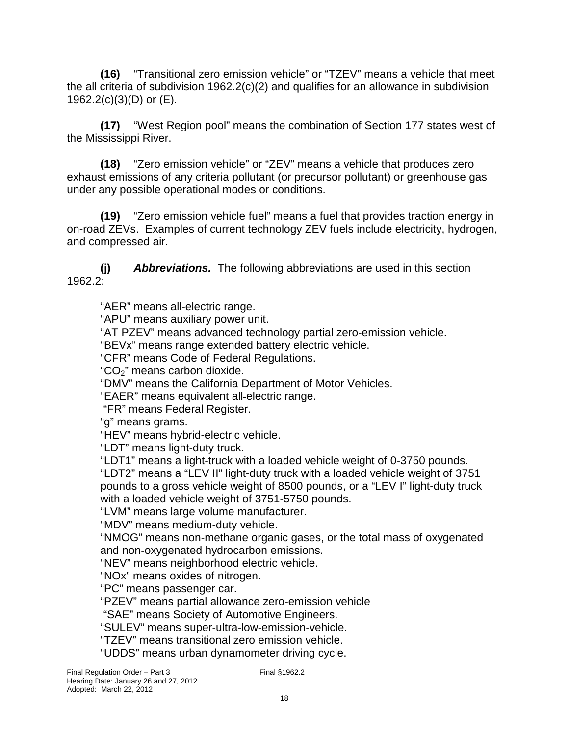**(16)** "Transitional zero emission vehicle" or "TZEV" means a vehicle that meet the all criteria of subdivision 1962.2(c)(2) and qualifies for an allowance in subdivision 1962.2(c)(3)(D) or (E).

**(17)** "West Region pool" means the combination of Section 177 states west of the Mississippi River.

**(18)** "Zero emission vehicle" or "ZEV" means a vehicle that produces zero exhaust emissions of any criteria pollutant (or precursor pollutant) or greenhouse gas under any possible operational modes or conditions.

**(19)** "Zero emission vehicle fuel" means a fuel that provides traction energy in on-road ZEVs. Examples of current technology ZEV fuels include electricity, hydrogen, and compressed air.

***(j) Abbreviations.*** The following abbreviations are used in this section 1962.2:

"AER" means all-electric range.
"APU" means auxiliary power unit.
"AT PZEV" means advanced technology partial zero-emission vehicle.
"BEVx" means range extended battery electric vehicle.
"CFR" means Code of Federal Regulations.
"$CO_2$" means carbon dioxide.
"DMV" means the California Department of Motor Vehicles.
"EAER" means equivalent all-electric range.
"FR" means Federal Register.
"g" means grams.
"HEV" means hybrid-electric vehicle.
"LDT" means light-duty truck.
"LDT1" means a light-truck with a loaded vehicle weight of 0-3750 pounds.
"LDT2" means a "LEV II" light-duty truck with a loaded vehicle weight of 3751 pounds to a gross vehicle weight of 8500 pounds, or a "LEV I" light-duty truck with a loaded vehicle weight of 3751-5750 pounds.
"LVM" means large volume manufacturer.
"MDV" means medium-duty vehicle.
"NMOG" means non-methane organic gases, or the total mass of oxygenated and non-oxygenated hydrocarbon emissions.
"NEV" means neighborhood electric vehicle.
"NOx" means oxides of nitrogen.
"PC" means passenger car.
"PZEV" means partial allowance zero-emission vehicle
"SAE" means Society of Automotive Engineers.
"SULEV" means super-ultra-low-emission-vehicle.
"TZEV" means transitional zero emission vehicle.
"UDDS" means urban dynamometer driving cycle.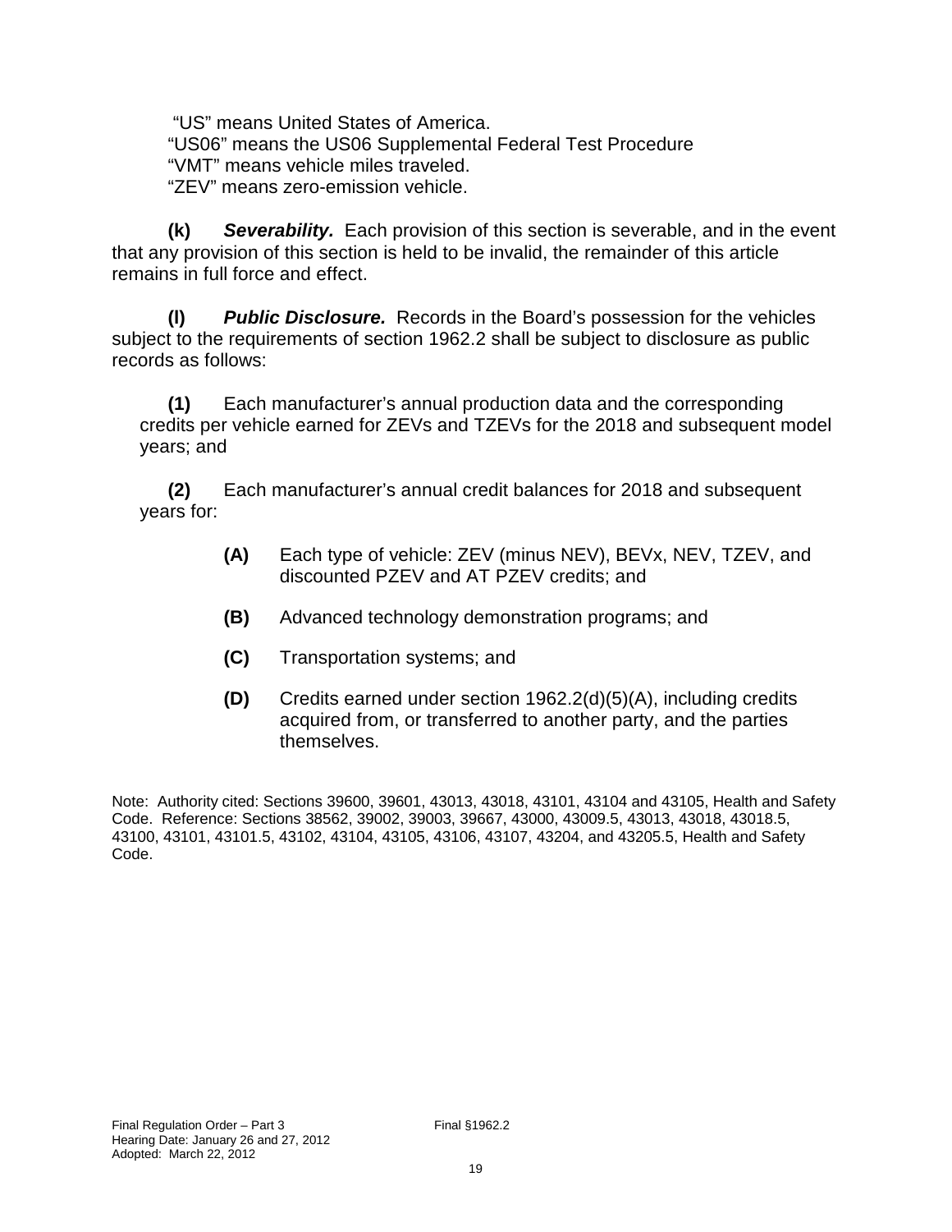"US" means United States of America.
"US06" means the US06 Supplemental Federal Test Procedure
"VMT" means vehicle miles traveled.
"ZEV" means zero-emission vehicle.

**(k)** ***Severability.*** Each provision of this section is severable, and in the event that any provision of this section is held to be invalid, the remainder of this article remains in full force and effect.

**(l)** ***Public Disclosure.*** Records in the Board's possession for the vehicles subject to the requirements of section 1962.2 shall be subject to disclosure as public records as follows:

**(1)** Each manufacturer's annual production data and the corresponding credits per vehicle earned for ZEVs and TZEVs for the 2018 and subsequent model years; and

**(2)** Each manufacturer's annual credit balances for 2018 and subsequent years for:

**(A)** Each type of vehicle: ZEV (minus NEV), BEVx, NEV, TZEV, and discounted PZEV and AT PZEV credits; and

**(B)** Advanced technology demonstration programs; and

**(C)** Transportation systems; and

**(D)** Credits earned under section 1962.2(d)(5)(A), including credits acquired from, or transferred to another party, and the parties themselves.

Note: Authority cited: Sections 39600, 39601, 43013, 43018, 43101, 43104 and 43105, Health and Safety Code. Reference: Sections 38562, 39002, 39003, 39667, 43000, 43009.5, 43013, 43018, 43018.5, 43100, 43101, 43101.5, 43102, 43104, 43105, 43106, 43107, 43204, and 43205.5, Health and Safety Code.